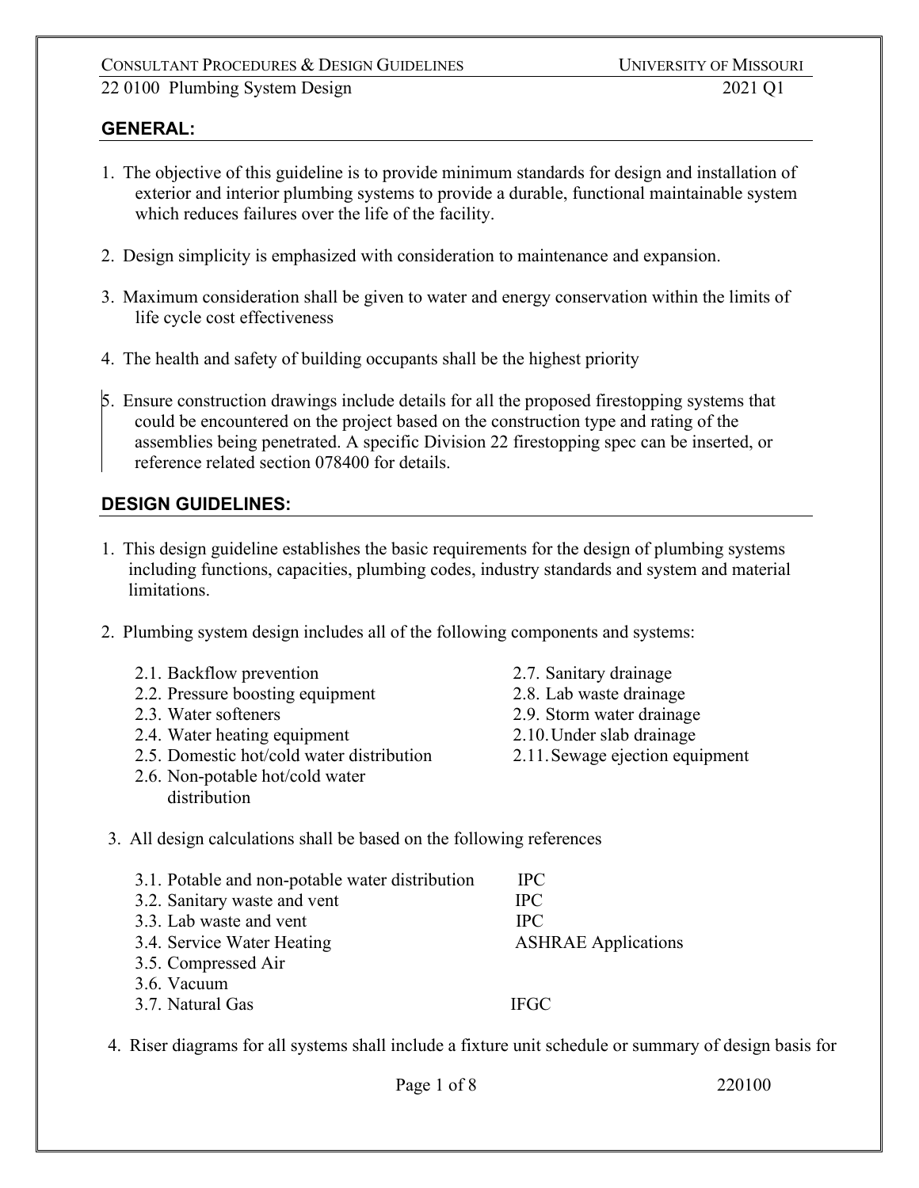## GENERAL:

1. The objective of this guideline is to provide minimum standards for design and installation of exterior and interior plumbing systems to provide a durable, functional maintainable system which reduces failures over the life of the facility.

2. Design simplicity is emphasized with consideration to maintenance and expansion.

3. Maximum consideration shall be given to water and energy conservation within the limits of life cycle cost effectiveness

4. The health and safety of building occupants shall be the highest priority

5. Ensure construction drawings include details for all the proposed firestopping systems that could be encountered on the project based on the construction type and rating of the assemblies being penetrated. A specific Division 22 firestopping spec can be inserted, or reference related section 078400 for details.

## DESIGN GUIDELINES:

1. This design guideline establishes the basic requirements for the design of plumbing systems including functions, capacities, plumbing codes, industry standards and system and material limitations.

2. Plumbing system design includes all of the following components and systems:

   2.1. Backflow prevention
   2.2. Pressure boosting equipment
   2.3. Water softeners
   2.4. Water heating equipment
   2.5. Domestic hot/cold water distribution
   2.6. Non-potable hot/cold water distribution
   2.7. Sanitary drainage
   2.8. Lab waste drainage
   2.9. Storm water drainage
   2.10. Under slab drainage
   2.11. Sewage ejection equipment

3. All design calculations shall be based on the following references

| | |
|---|---|
| 3.1. Potable and non-potable water distribution | IPC |
| 3.2. Sanitary waste and vent | IPC |
| 3.3. Lab waste and vent | IPC |
| 3.4. Service Water Heating | ASHRAE Applications |
| 3.5. Compressed Air | |
| 3.6. Vacuum | |
| 3.7. Natural Gas | IFGC |

4. Riser diagrams for all systems shall include a fixture unit schedule or summary of design basis for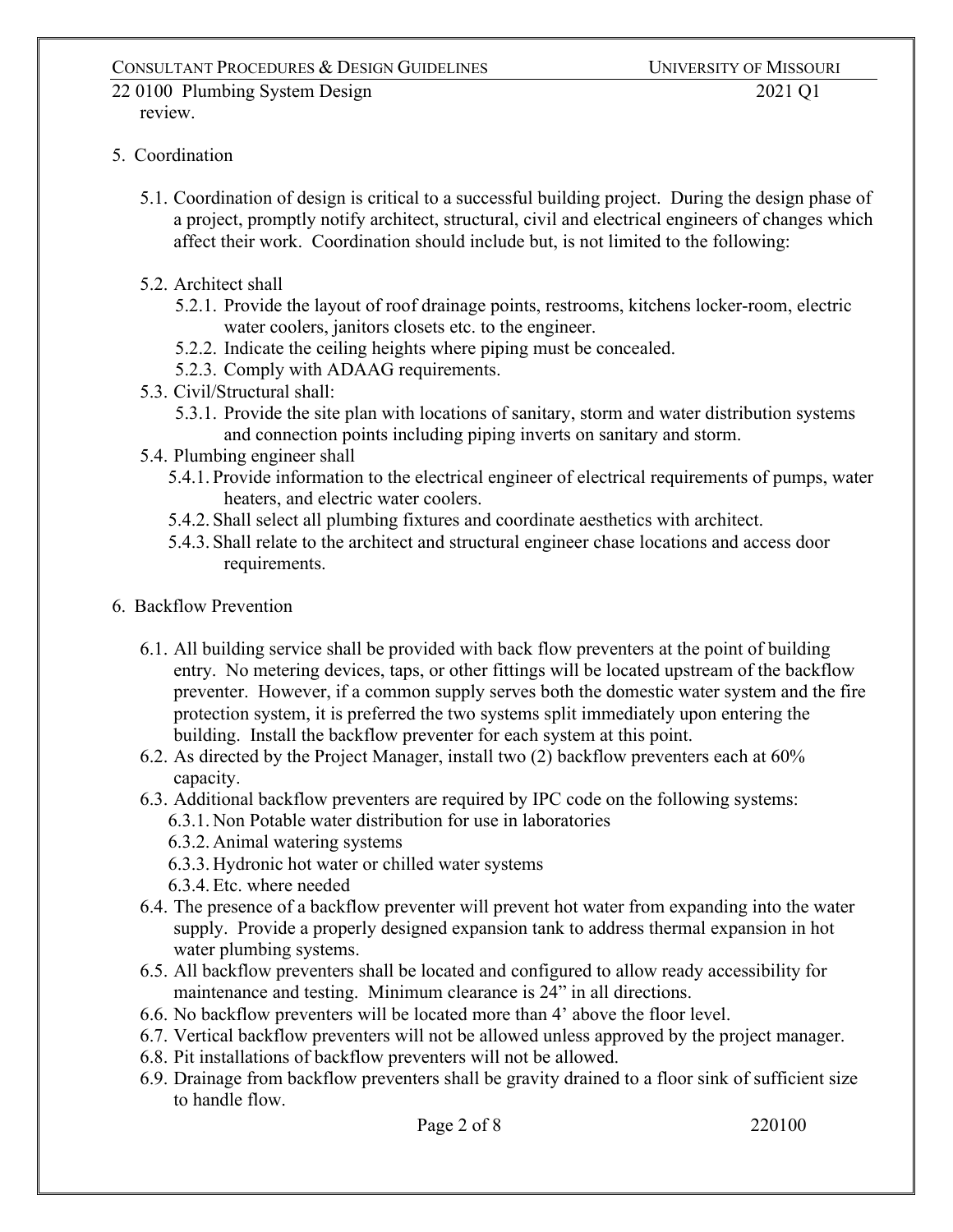review.

5. Coordination

   5.1. Coordination of design is critical to a successful building project. During the design phase of a project, promptly notify architect, structural, civil and electrical engineers of changes which affect their work. Coordination should include but, is not limited to the following:

   5.2. Architect shall
      5.2.1. Provide the layout of roof drainage points, restrooms, kitchens locker-room, electric water coolers, janitors closets etc. to the engineer.
      5.2.2. Indicate the ceiling heights where piping must be concealed.
      5.2.3. Comply with ADAAG requirements.
   5.3. Civil/Structural shall:
      5.3.1. Provide the site plan with locations of sanitary, storm and water distribution systems and connection points including piping inverts on sanitary and storm.
   5.4. Plumbing engineer shall
      5.4.1. Provide information to the electrical engineer of electrical requirements of pumps, water heaters, and electric water coolers.
      5.4.2. Shall select all plumbing fixtures and coordinate aesthetics with architect.
      5.4.3. Shall relate to the architect and structural engineer chase locations and access door requirements.

6. Backflow Prevention

   6.1. All building service shall be provided with back flow preventers at the point of building entry. No metering devices, taps, or other fittings will be located upstream of the backflow preventer. However, if a common supply serves both the domestic water system and the fire protection system, it is preferred the two systems split immediately upon entering the building. Install the backflow preventer for each system at this point.
   6.2. As directed by the Project Manager, install two (2) backflow preventers each at 60% capacity.
   6.3. Additional backflow preventers are required by IPC code on the following systems:
      6.3.1. Non Potable water distribution for use in laboratories
      6.3.2. Animal watering systems
      6.3.3. Hydronic hot water or chilled water systems
      6.3.4. Etc. where needed
   6.4. The presence of a backflow preventer will prevent hot water from expanding into the water supply. Provide a properly designed expansion tank to address thermal expansion in hot water plumbing systems.
   6.5. All backflow preventers shall be located and configured to allow ready accessibility for maintenance and testing. Minimum clearance is 24" in all directions.
   6.6. No backflow preventers will be located more than 4' above the floor level.
   6.7. Vertical backflow preventers will not be allowed unless approved by the project manager.
   6.8. Pit installations of backflow preventers will not be allowed.
   6.9. Drainage from backflow preventers shall be gravity drained to a floor sink of sufficient size to handle flow.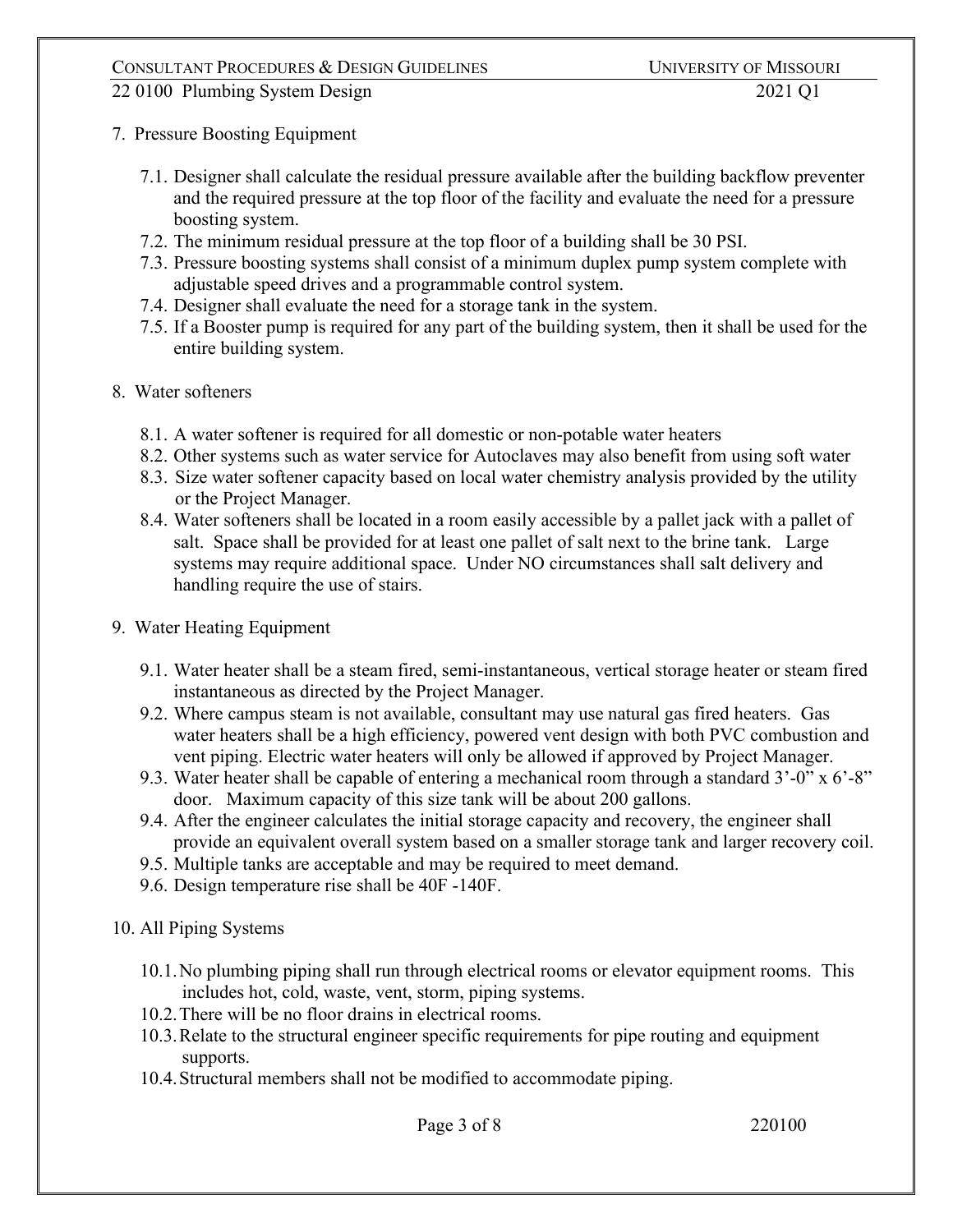7. Pressure Boosting Equipment

   7.1. Designer shall calculate the residual pressure available after the building backflow preventer and the required pressure at the top floor of the facility and evaluate the need for a pressure boosting system.
   7.2. The minimum residual pressure at the top floor of a building shall be 30 PSI.
   7.3. Pressure boosting systems shall consist of a minimum duplex pump system complete with adjustable speed drives and a programmable control system.
   7.4. Designer shall evaluate the need for a storage tank in the system.
   7.5. If a Booster pump is required for any part of the building system, then it shall be used for the entire building system.

8. Water softeners

   8.1. A water softener is required for all domestic or non-potable water heaters
   8.2. Other systems such as water service for Autoclaves may also benefit from using soft water
   8.3. Size water softener capacity based on local water chemistry analysis provided by the utility or the Project Manager.
   8.4. Water softeners shall be located in a room easily accessible by a pallet jack with a pallet of salt. Space shall be provided for at least one pallet of salt next to the brine tank. Large systems may require additional space. Under NO circumstances shall salt delivery and handling require the use of stairs.

9. Water Heating Equipment

   9.1. Water heater shall be a steam fired, semi-instantaneous, vertical storage heater or steam fired instantaneous as directed by the Project Manager.
   9.2. Where campus steam is not available, consultant may use natural gas fired heaters. Gas water heaters shall be a high efficiency, powered vent design with both PVC combustion and vent piping. Electric water heaters will only be allowed if approved by Project Manager.
   9.3. Water heater shall be capable of entering a mechanical room through a standard 3'-0" x 6'-8" door. Maximum capacity of this size tank will be about 200 gallons.
   9.4. After the engineer calculates the initial storage capacity and recovery, the engineer shall provide an equivalent overall system based on a smaller storage tank and larger recovery coil.
   9.5. Multiple tanks are acceptable and may be required to meet demand.
   9.6. Design temperature rise shall be 40F -140F.

10. All Piping Systems

   10.1. No plumbing piping shall run through electrical rooms or elevator equipment rooms. This includes hot, cold, waste, vent, storm, piping systems.
   10.2. There will be no floor drains in electrical rooms.
   10.3. Relate to the structural engineer specific requirements for pipe routing and equipment supports.
   10.4. Structural members shall not be modified to accommodate piping.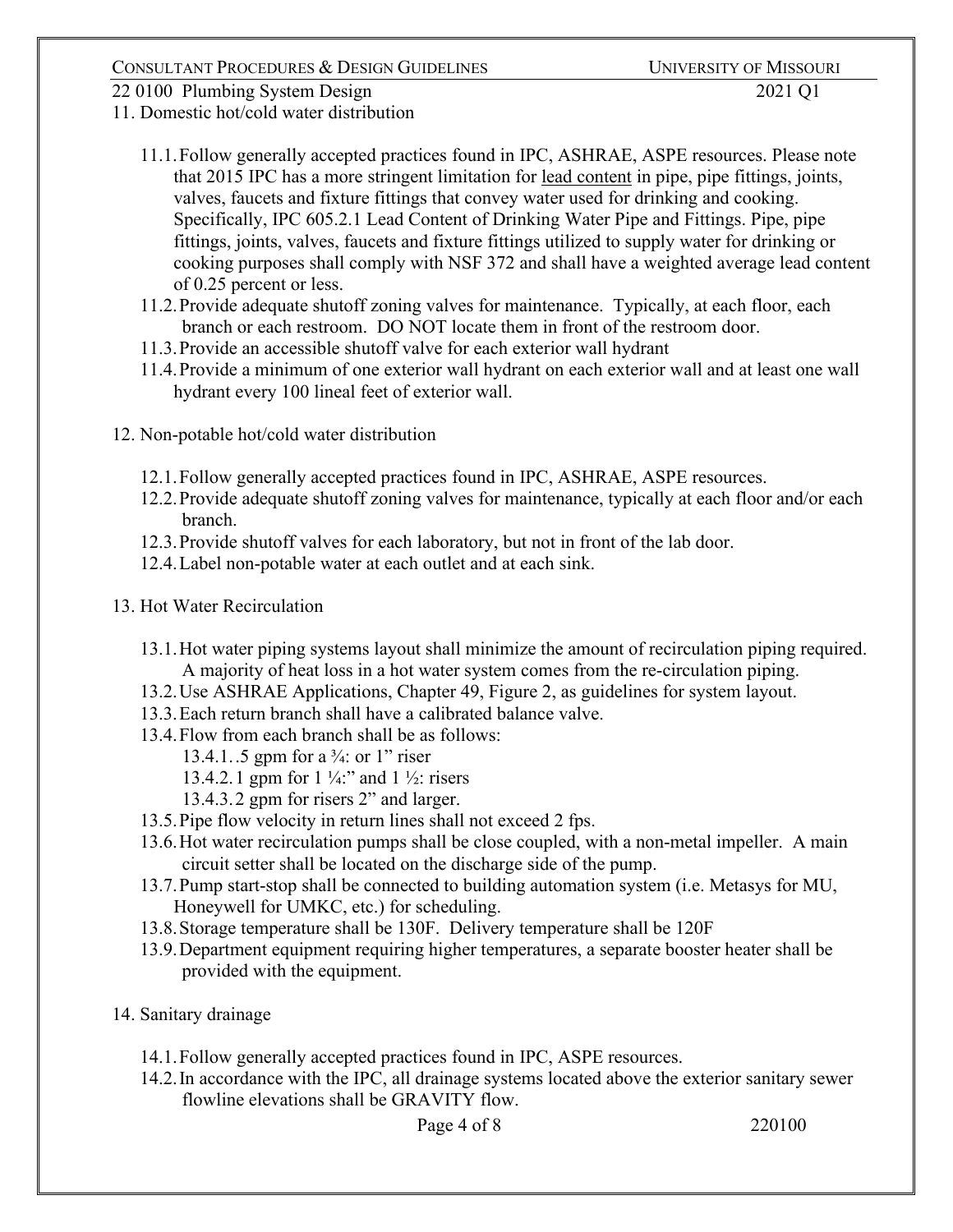11. Domestic hot/cold water distribution

    11.1. Follow generally accepted practices found in IPC, ASHRAE, ASPE resources. Please note that 2015 IPC has a more stringent limitation for <u>lead content</u> in pipe, pipe fittings, joints, valves, faucets and fixture fittings that convey water used for drinking and cooking. Specifically, IPC 605.2.1 Lead Content of Drinking Water Pipe and Fittings. Pipe, pipe fittings, joints, valves, faucets and fixture fittings utilized to supply water for drinking or cooking purposes shall comply with NSF 372 and shall have a weighted average lead content of 0.25 percent or less.
    11.2. Provide adequate shutoff zoning valves for maintenance. Typically, at each floor, each branch or each restroom. DO NOT locate them in front of the restroom door.
    11.3. Provide an accessible shutoff valve for each exterior wall hydrant
    11.4. Provide a minimum of one exterior wall hydrant on each exterior wall and at least one wall hydrant every 100 lineal feet of exterior wall.

12. Non-potable hot/cold water distribution

    12.1. Follow generally accepted practices found in IPC, ASHRAE, ASPE resources.
    12.2. Provide adequate shutoff zoning valves for maintenance, typically at each floor and/or each branch.
    12.3. Provide shutoff valves for each laboratory, but not in front of the lab door.
    12.4. Label non-potable water at each outlet and at each sink.

13. Hot Water Recirculation

    13.1. Hot water piping systems layout shall minimize the amount of recirculation piping required. A majority of heat loss in a hot water system comes from the re-circulation piping.
    13.2. Use ASHRAE Applications, Chapter 49, Figure 2, as guidelines for system layout.
    13.3. Each return branch shall have a calibrated balance valve.
    13.4. Flow from each branch shall be as follows:
        13.4.1. .5 gpm for a ¾: or 1" riser
        13.4.2. 1 gpm for 1 ¼:" and 1 ½: risers
        13.4.3. 2 gpm for risers 2" and larger.
    13.5. Pipe flow velocity in return lines shall not exceed 2 fps.
    13.6. Hot water recirculation pumps shall be close coupled, with a non-metal impeller. A main circuit setter shall be located on the discharge side of the pump.
    13.7. Pump start-stop shall be connected to building automation system (i.e. Metasys for MU, Honeywell for UMKC, etc.) for scheduling.
    13.8. Storage temperature shall be 130F. Delivery temperature shall be 120F
    13.9. Department equipment requiring higher temperatures, a separate booster heater shall be provided with the equipment.

14. Sanitary drainage

    14.1. Follow generally accepted practices found in IPC, ASPE resources.
    14.2. In accordance with the IPC, all drainage systems located above the exterior sanitary sewer flowline elevations shall be GRAVITY flow.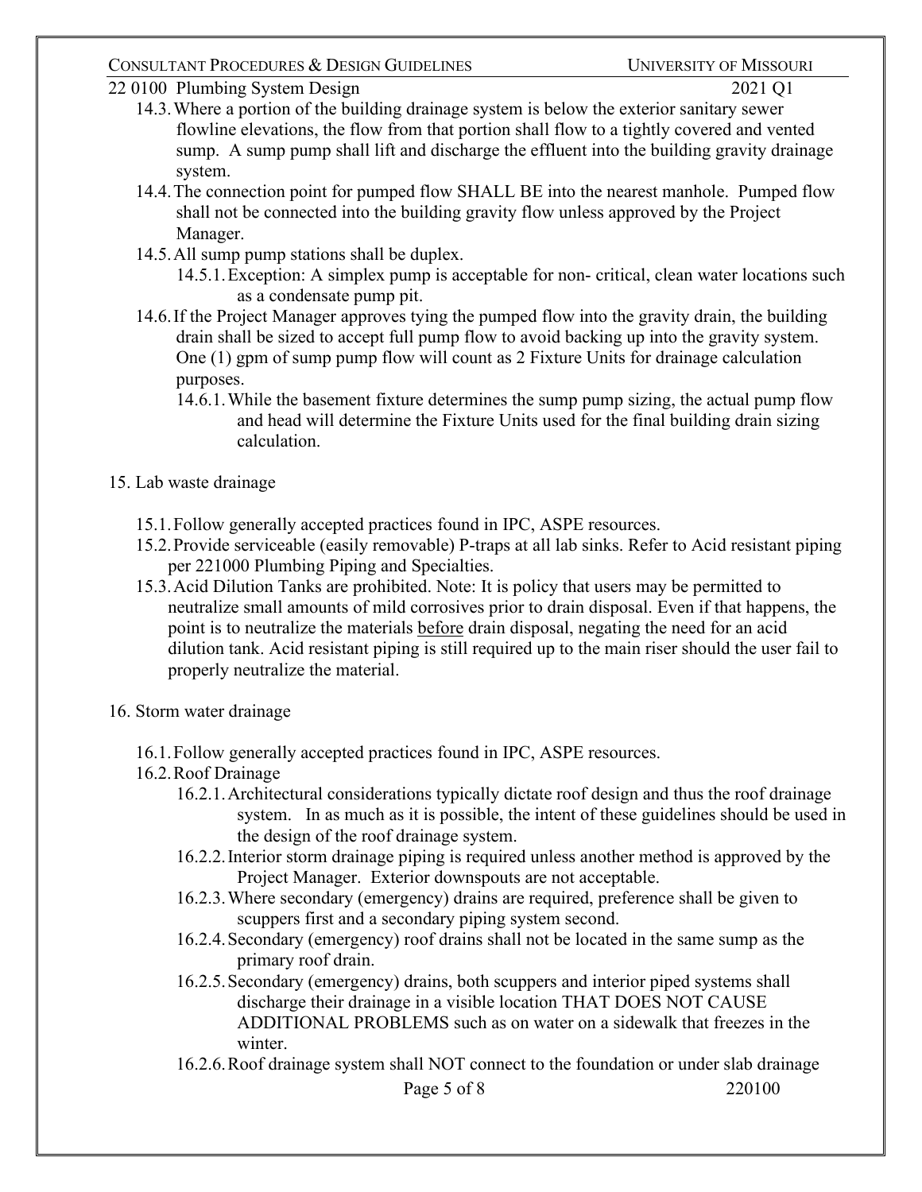14.3. Where a portion of the building drainage system is below the exterior sanitary sewer flowline elevations, the flow from that portion shall flow to a tightly covered and vented sump. A sump pump shall lift and discharge the effluent into the building gravity drainage system.

14.4. The connection point for pumped flow SHALL BE into the nearest manhole. Pumped flow shall not be connected into the building gravity flow unless approved by the Project Manager.

14.5. All sump pump stations shall be duplex.

14.5.1. Exception: A simplex pump is acceptable for non- critical, clean water locations such as a condensate pump pit.

14.6. If the Project Manager approves tying the pumped flow into the gravity drain, the building drain shall be sized to accept full pump flow to avoid backing up into the gravity system. One (1) gpm of sump pump flow will count as 2 Fixture Units for drainage calculation purposes.

14.6.1. While the basement fixture determines the sump pump sizing, the actual pump flow and head will determine the Fixture Units used for the final building drain sizing calculation.

15. Lab waste drainage

15.1. Follow generally accepted practices found in IPC, ASPE resources.

15.2. Provide serviceable (easily removable) P-traps at all lab sinks. Refer to Acid resistant piping per 221000 Plumbing Piping and Specialties.

15.3. Acid Dilution Tanks are prohibited. Note: It is policy that users may be permitted to neutralize small amounts of mild corrosives prior to drain disposal. Even if that happens, the point is to neutralize the materials <u>before</u> drain disposal, negating the need for an acid dilution tank. Acid resistant piping is still required up to the main riser should the user fail to properly neutralize the material.

16. Storm water drainage

16.1. Follow generally accepted practices found in IPC, ASPE resources.

16.2. Roof Drainage

16.2.1. Architectural considerations typically dictate roof design and thus the roof drainage system. In as much as it is possible, the intent of these guidelines should be used in the design of the roof drainage system.

16.2.2. Interior storm drainage piping is required unless another method is approved by the Project Manager. Exterior downspouts are not acceptable.

16.2.3. Where secondary (emergency) drains are required, preference shall be given to scuppers first and a secondary piping system second.

16.2.4. Secondary (emergency) roof drains shall not be located in the same sump as the primary roof drain.

16.2.5. Secondary (emergency) drains, both scuppers and interior piped systems shall discharge their drainage in a visible location THAT DOES NOT CAUSE ADDITIONAL PROBLEMS such as on water on a sidewalk that freezes in the winter.

16.2.6. Roof drainage system shall NOT connect to the foundation or under slab drainage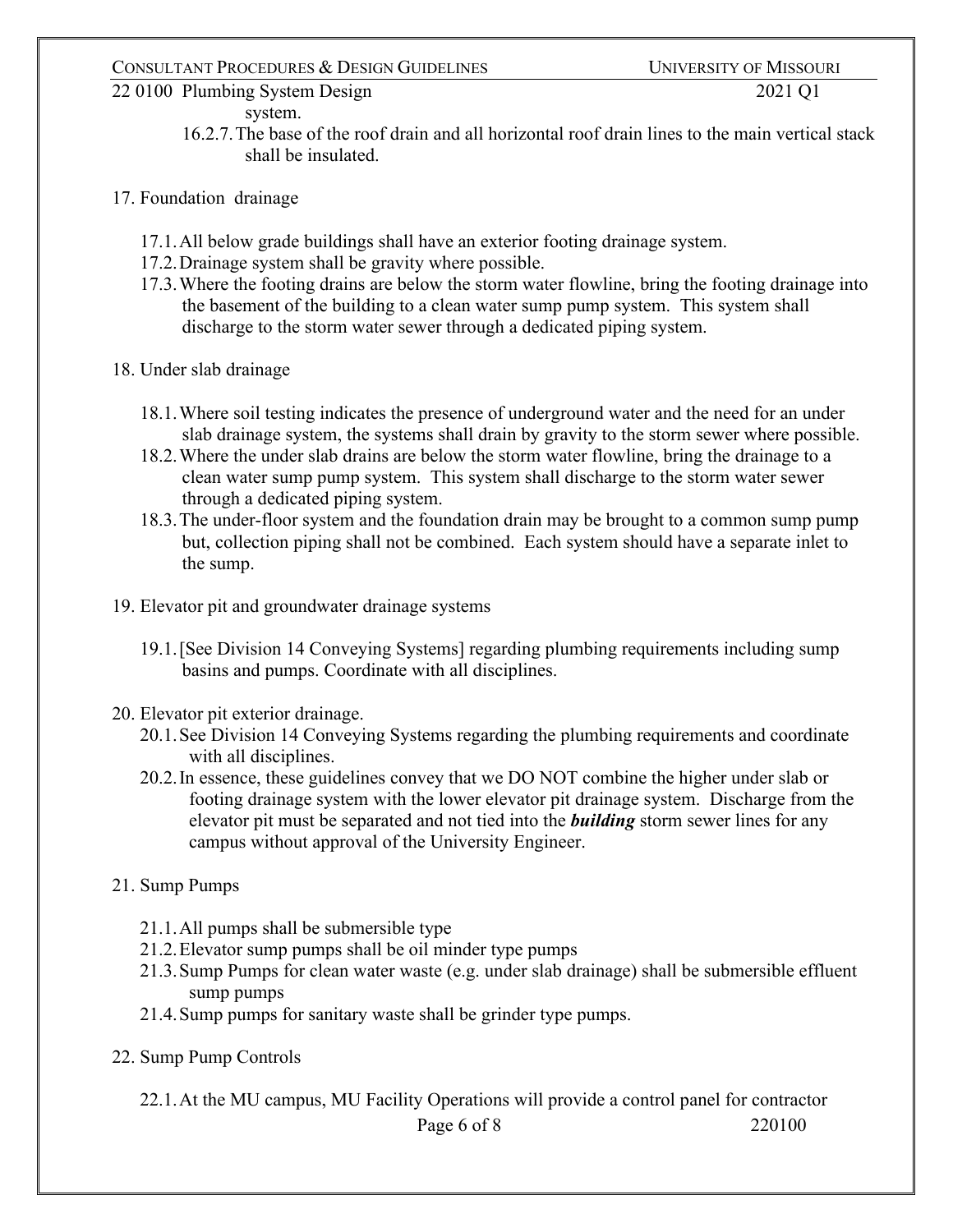system.

16.2.7. The base of the roof drain and all horizontal roof drain lines to the main vertical stack shall be insulated.

17. Foundation drainage

    17.1. All below grade buildings shall have an exterior footing drainage system.

    17.2. Drainage system shall be gravity where possible.

    17.3. Where the footing drains are below the storm water flowline, bring the footing drainage into the basement of the building to a clean water sump pump system. This system shall discharge to the storm water sewer through a dedicated piping system.

18. Under slab drainage

    18.1. Where soil testing indicates the presence of underground water and the need for an under slab drainage system, the systems shall drain by gravity to the storm sewer where possible.

    18.2. Where the under slab drains are below the storm water flowline, bring the drainage to a clean water sump pump system. This system shall discharge to the storm water sewer through a dedicated piping system.

    18.3. The under-floor system and the foundation drain may be brought to a common sump pump but, collection piping shall not be combined. Each system should have a separate inlet to the sump.

19. Elevator pit and groundwater drainage systems

    19.1. [See Division 14 Conveying Systems] regarding plumbing requirements including sump basins and pumps. Coordinate with all disciplines.

20. Elevator pit exterior drainage.

    20.1. See Division 14 Conveying Systems regarding the plumbing requirements and coordinate with all disciplines.

    20.2. In essence, these guidelines convey that we DO NOT combine the higher under slab or footing drainage system with the lower elevator pit drainage system. Discharge from the elevator pit must be separated and not tied into the ***building*** storm sewer lines for any campus without approval of the University Engineer.

21. Sump Pumps

    21.1. All pumps shall be submersible type

    21.2. Elevator sump pumps shall be oil minder type pumps

    21.3. Sump Pumps for clean water waste (e.g. under slab drainage) shall be submersible effluent sump pumps

    21.4. Sump pumps for sanitary waste shall be grinder type pumps.

22. Sump Pump Controls

    22.1. At the MU campus, MU Facility Operations will provide a control panel for contractor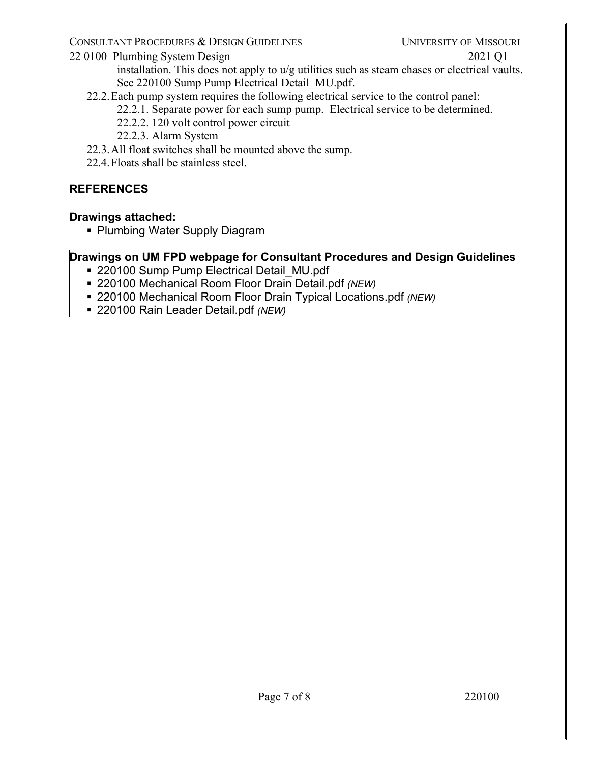installation. This does not apply to u/g utilities such as steam chases or electrical vaults. See 220100 Sump Pump Electrical Detail_MU.pdf.

22.2. Each pump system requires the following electrical service to the control panel:

22.2.1. Separate power for each sump pump. Electrical service to be determined.

22.2.2. 120 volt control power circuit

22.2.3. Alarm System

22.3. All float switches shall be mounted above the sump.

22.4. Floats shall be stainless steel.

## REFERENCES

### Drawings attached:

- Plumbing Water Supply Diagram

### Drawings on UM FPD webpage for Consultant Procedures and Design Guidelines

- 220100 Sump Pump Electrical Detail_MU.pdf
- 220100 Mechanical Room Floor Drain Detail.pdf *(NEW)*
- 220100 Mechanical Room Floor Drain Typical Locations.pdf *(NEW)*
- 220100 Rain Leader Detail.pdf *(NEW)*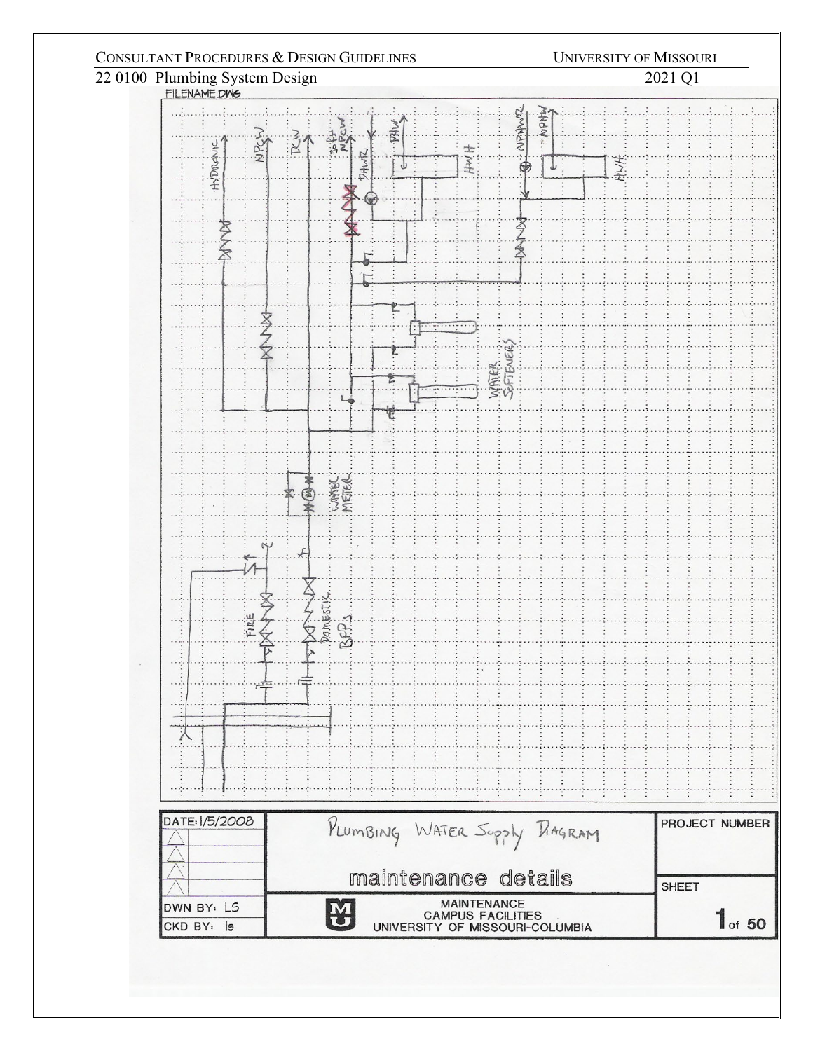FILENAME.DWG

HYDRONIC

NPCW

DCW

3rd FL NPCW

DHWR

DHW

HWH

NPHWR

NPHW

HWH

WATER SOFTENERS

WATER METER

FIRE

DOMESTIC BFP'S

| | | |
|---|---|---|
| DATE: 1/5/2008 | PLUMBING WATER SUPPLY DIAGRAM | PROJECT NUMBER |
| | maintenance details | SHEET |
| DWN BY: LS | MAINTENANCE CAMPUS FACILITIES UNIVERSITY OF MISSOURI-COLUMBIA | 1 of 50 |
| CKD BY: ls | | |